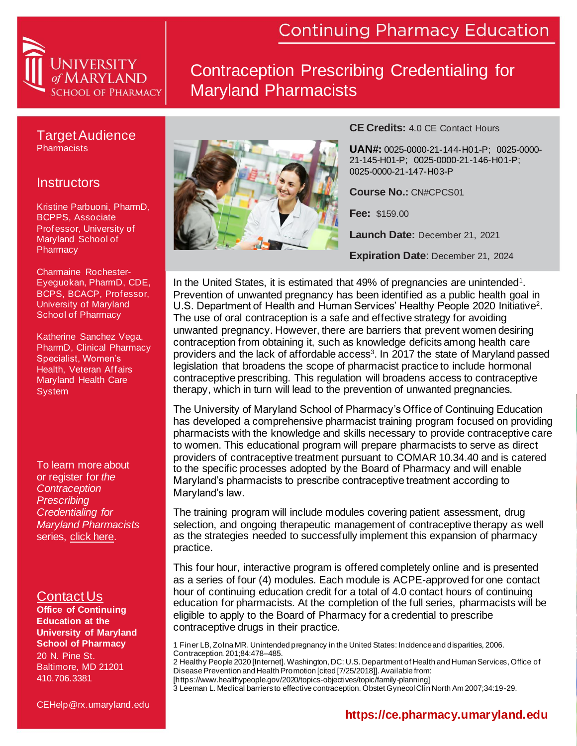University of Maryland School of Pharmacy

# Continuing Pharmacy Education

## Contraception Prescribing Credentialing for Maryland Pharmacists

### Target Audience

Pharmacists

### Instructors

Kristine Parbuoni, PharmD, BCPPS, Associate Professor, University of Maryland School of Pharmacy

Charmaine Rochester-Eyeguokan, PharmD, CDE, BCPS, BCACP, Professor, University of Maryland School of Pharmacy

Katherine Sanchez Vega, PharmD, Clinical Pharmacy Specialist, Women's Health, Veteran Affairs Maryland Health Care System

To learn more about or register for *the Contraception Prescribing Credentialing for Maryland Pharmacists* series, click here.

### Contact Us

**Office of Continuing Education at the University of Maryland School of Pharmacy**
20 N. Pine St.
Baltimore, MD 21201
410.706.3381

CEHelp@rx.umaryland.edu

**CE Credits:** 4.0 CE Contact Hours

**UAN#:** 0025-0000-21-144-H01-P; 0025-0000-21-145-H01-P; 0025-0000-21-146-H01-P; 0025-0000-21-147-H03-P

**Course No.:** CN#CPCS01

**Fee:** $159.00

**Launch Date:** December 21, 2021

**Expiration Date**: December 21, 2024

In the United States, it is estimated that 49% of pregnancies are unintended[1]. Prevention of unwanted pregnancy has been identified as a public health goal in U.S. Department of Health and Human Services' Healthy People 2020 Initiative[2]. The use of oral contraception is a safe and effective strategy for avoiding unwanted pregnancy. However, there are barriers that prevent women desiring contraception from obtaining it, such as knowledge deficits among health care providers and the lack of affordable access[3]. In 2017 the state of Maryland passed legislation that broadens the scope of pharmacist practice to include hormonal contraceptive prescribing. This regulation will broadens access to contraceptive therapy, which in turn will lead to the prevention of unwanted pregnancies.

The University of Maryland School of Pharmacy's Office of Continuing Education has developed a comprehensive pharmacist training program focused on providing pharmacists with the knowledge and skills necessary to provide contraceptive care to women. This educational program will prepare pharmacists to serve as direct providers of contraceptive treatment pursuant to COMAR 10.34.40 and is catered to the specific processes adopted by the Board of Pharmacy and will enable Maryland's pharmacists to prescribe contraceptive treatment according to Maryland's law.

The training program will include modules covering patient assessment, drug selection, and ongoing therapeutic management of contraceptive therapy as well as the strategies needed to successfully implement this expansion of pharmacy practice.

This four hour, interactive program is offered completely online and is presented as a series of four (4) modules. Each module is ACPE-approved for one contact hour of continuing education credit for a total of 4.0 contact hours of continuing education for pharmacists. At the completion of the full series, pharmacists will be eligible to apply to the Board of Pharmacy for a credential to prescribe contraceptive drugs in their practice.

1 Finer LB, Zolna MR. Unintended pregnancy in the United States: Incidence and disparities, 2006. Contraception. 201;84:478–485.
2 Healthy People 2020 [Internet]. Washington, DC: U.S. Department of Health and Human Services, Office of Disease Prevention and Health Promotion [cited [7/25/2018]]. Available from: [https://www.healthypeople.gov/2020/topics-objectives/topic/family-planning]
3 Leeman L. Medical barriers to effective contraception. Obstet Gynecol Clin North Am 2007;34:19-29.

**https://ce.pharmacy.umaryland.edu**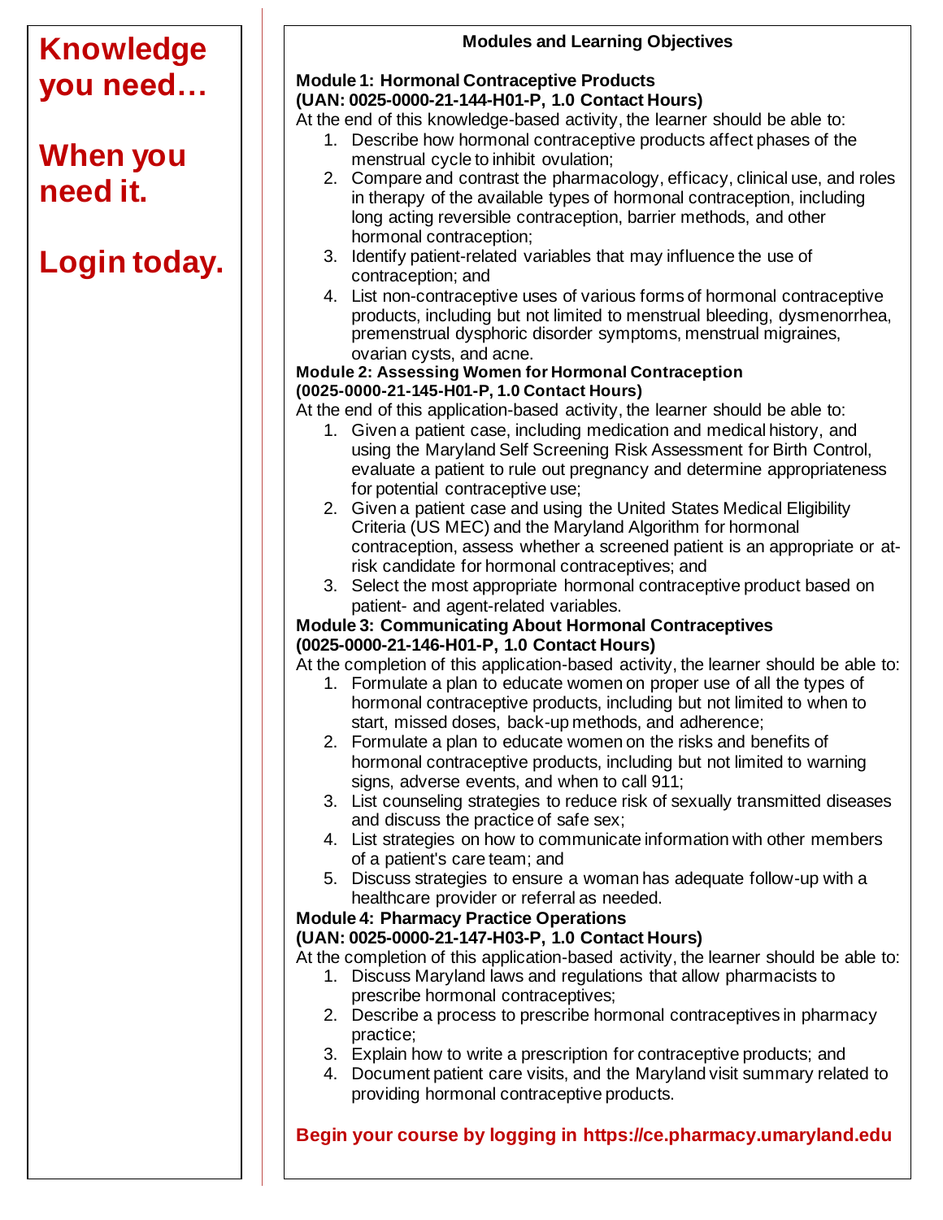**Knowledge you need…**

**When you need it.**

**Login today.**

## Modules and Learning Objectives

**Module 1: Hormonal Contraceptive Products**
**(UAN: 0025-0000-21-144-H01-P, 1.0 Contact Hours)**

At the end of this knowledge-based activity, the learner should be able to:

1. Describe how hormonal contraceptive products affect phases of the menstrual cycle to inhibit ovulation;
2. Compare and contrast the pharmacology, efficacy, clinical use, and roles in therapy of the available types of hormonal contraception, including long acting reversible contraception, barrier methods, and other hormonal contraception;
3. Identify patient-related variables that may influence the use of contraception; and
4. List non-contraceptive uses of various forms of hormonal contraceptive products, including but not limited to menstrual bleeding, dysmenorrhea, premenstrual dysphoric disorder symptoms, menstrual migraines, ovarian cysts, and acne.

**Module 2: Assessing Women for Hormonal Contraception**
**(0025-0000-21-145-H01-P, 1.0 Contact Hours)**

At the end of this application-based activity, the learner should be able to:

1. Given a patient case, including medication and medical history, and using the Maryland Self Screening Risk Assessment for Birth Control, evaluate a patient to rule out pregnancy and determine appropriateness for potential contraceptive use;
2. Given a patient case and using the United States Medical Eligibility Criteria (US MEC) and the Maryland Algorithm for hormonal contraception, assess whether a screened patient is an appropriate or at-risk candidate for hormonal contraceptives; and
3. Select the most appropriate hormonal contraceptive product based on patient- and agent-related variables.

**Module 3: Communicating About Hormonal Contraceptives**
**(0025-0000-21-146-H01-P, 1.0 Contact Hours)**

At the completion of this application-based activity, the learner should be able to:

1. Formulate a plan to educate women on proper use of all the types of hormonal contraceptive products, including but not limited to when to start, missed doses, back-up methods, and adherence;
2. Formulate a plan to educate women on the risks and benefits of hormonal contraceptive products, including but not limited to warning signs, adverse events, and when to call 911;
3. List counseling strategies to reduce risk of sexually transmitted diseases and discuss the practice of safe sex;
4. List strategies on how to communicate information with other members of a patient's care team; and
5. Discuss strategies to ensure a woman has adequate follow-up with a healthcare provider or referral as needed.

**Module 4: Pharmacy Practice Operations**
**(UAN: 0025-0000-21-147-H03-P, 1.0 Contact Hours)**

At the completion of this application-based activity, the learner should be able to:

1. Discuss Maryland laws and regulations that allow pharmacists to prescribe hormonal contraceptives;
2. Describe a process to prescribe hormonal contraceptives in pharmacy practice;
3. Explain how to write a prescription for contraceptive products; and
4. Document patient care visits, and the Maryland visit summary related to providing hormonal contraceptive products.

**Begin your course by logging in https://ce.pharmacy.umaryland.edu**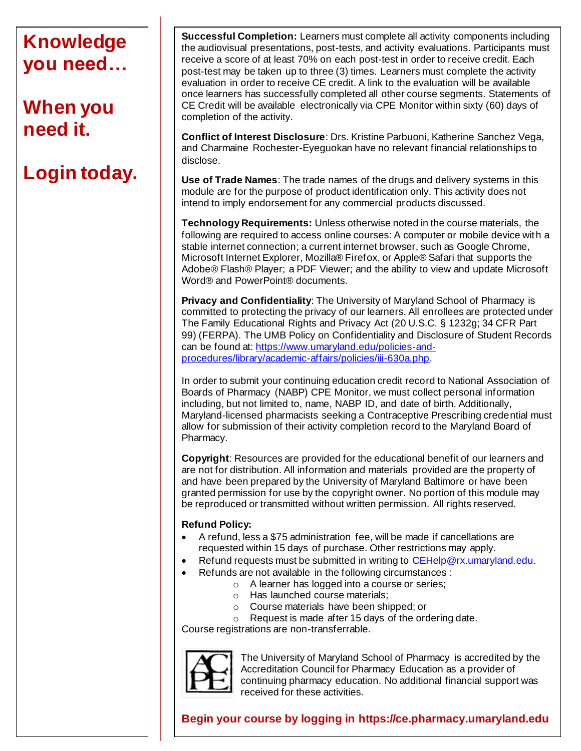**Knowledge you need…**

**When you need it.**

**Login today.**

**Successful Completion:** Learners must complete all activity components including the audiovisual presentations, post-tests, and activity evaluations. Participants must receive a score of at least 70% on each post-test in order to receive credit. Each post-test may be taken up to three (3) times. Learners must complete the activity evaluation in order to receive CE credit. A link to the evaluation will be available once learners has successfully completed all other course segments. Statements of CE Credit will be available electronically via CPE Monitor within sixty (60) days of completion of the activity.

**Conflict of Interest Disclosure**: Drs. Kristine Parbuoni, Katherine Sanchez Vega, and Charmaine Rochester-Eyeguokan have no relevant financial relationships to disclose.

**Use of Trade Names**: The trade names of the drugs and delivery systems in this module are for the purpose of product identification only. This activity does not intend to imply endorsement for any commercial products discussed.

**Technology Requirements:** Unless otherwise noted in the course materials, the following are required to access online courses: A computer or mobile device with a stable internet connection; a current internet browser, such as Google Chrome, Microsoft Internet Explorer, Mozilla® Firefox, or Apple® Safari that supports the Adobe® Flash® Player; a PDF Viewer; and the ability to view and update Microsoft Word® and PowerPoint® documents.

**Privacy and Confidentiality**: The University of Maryland School of Pharmacy is committed to protecting the privacy of our learners. All enrollees are protected under The Family Educational Rights and Privacy Act (20 U.S.C. § 1232g; 34 CFR Part 99) (FERPA). The UMB Policy on Confidentiality and Disclosure of Student Records can be found at: https://www.umaryland.edu/policies-and-procedures/library/academic-affairs/policies/iii-630a.php.

In order to submit your continuing education credit record to National Association of Boards of Pharmacy (NABP) CPE Monitor, we must collect personal information including, but not limited to, name, NABP ID, and date of birth. Additionally, Maryland-licensed pharmacists seeking a Contraceptive Prescribing credential must allow for submission of their activity completion record to the Maryland Board of Pharmacy.

**Copyright**: Resources are provided for the educational benefit of our learners and are not for distribution. All information and materials provided are the property of and have been prepared by the University of Maryland Baltimore or have been granted permission for use by the copyright owner. No portion of this module may be reproduced or transmitted without written permission. All rights reserved.

**Refund Policy:**

- A refund, less a $75 administration fee, will be made if cancellations are requested within 15 days of purchase. Other restrictions may apply.
- Refund requests must be submitted in writing to CEHelp@rx.umaryland.edu.
- Refunds are not available in the following circumstances :
  - A learner has logged into a course or series;
  - Has launched course materials;
  - Course materials have been shipped; or
  - Request is made after 15 days of the ordering date.

Course registrations are non-transferrable.

ACPE

The University of Maryland School of Pharmacy is accredited by the Accreditation Council for Pharmacy Education as a provider of continuing pharmacy education. No additional financial support was received for these activities.

**Begin your course by logging in https://ce.pharmacy.umaryland.edu**